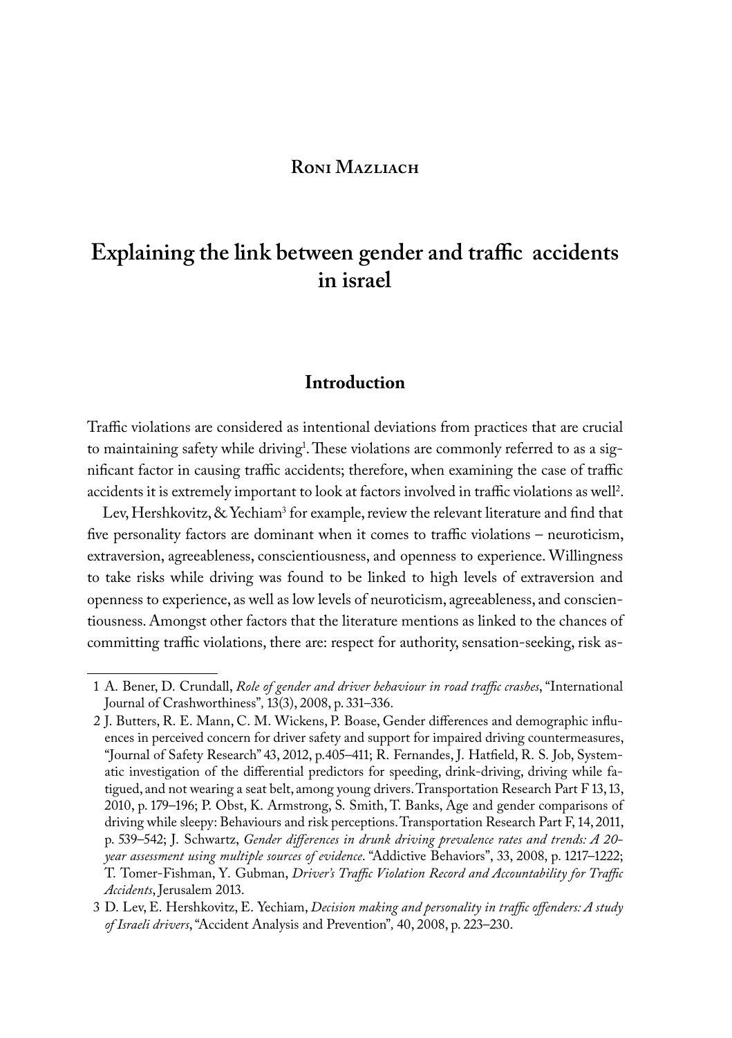**Roni Mazliach**

# Explaining the link between gender and traffic accidents in israel

## Introduction

Traffic violations are considered as intentional deviations from practices that are crucial to maintaining safety while driving[1]. These violations are commonly referred to as a significant factor in causing traffic accidents; therefore, when examining the case of traffic accidents it is extremely important to look at factors involved in traffic violations as well[2].

Lev, Hershkovitz, & Yechiam[3] for example, review the relevant literature and find that five personality factors are dominant when it comes to traffic violations – neuroticism, extraversion, agreeableness, conscientiousness, and openness to experience. Willingness to take risks while driving was found to be linked to high levels of extraversion and openness to experience, as well as low levels of neuroticism, agreeableness, and conscientiousness. Amongst other factors that the literature mentions as linked to the chances of committing traffic violations, there are: respect for authority, sensation-seeking, risk as-

---

1 A. Bener, D. Crundall, *Role of gender and driver behaviour in road traffic crashes*, "International Journal of Crashworthiness", 13(3), 2008, p. 331–336.

2 J. Butters, R. E. Mann, C. M. Wickens, P. Boase, Gender differences and demographic influences in perceived concern for driver safety and support for impaired driving countermeasures, "Journal of Safety Research" 43, 2012, p.405–411; R. Fernandes, J. Hatfield, R. S. Job, Systematic investigation of the differential predictors for speeding, drink-driving, driving while fatigued, and not wearing a seat belt, among young drivers. Transportation Research Part F 13, 13, 2010, p. 179–196; P. Obst, K. Armstrong, S. Smith, T. Banks, Age and gender comparisons of driving while sleepy: Behaviours and risk perceptions. Transportation Research Part F, 14, 2011, p. 539–542; J. Schwartz, *Gender differences in drunk driving prevalence rates and trends: A 20-year assessment using multiple sources of evidence*. "Addictive Behaviors", 33, 2008, p. 1217–1222; T. Tomer-Fishman, Y. Gubman, *Driver's Traffic Violation Record and Accountability for Traffic Accidents*, Jerusalem 2013.

3 D. Lev, E. Hershkovitz, E. Yechiam, *Decision making and personality in traffic offenders: A study of Israeli drivers*, "Accident Analysis and Prevention", 40, 2008, p. 223–230.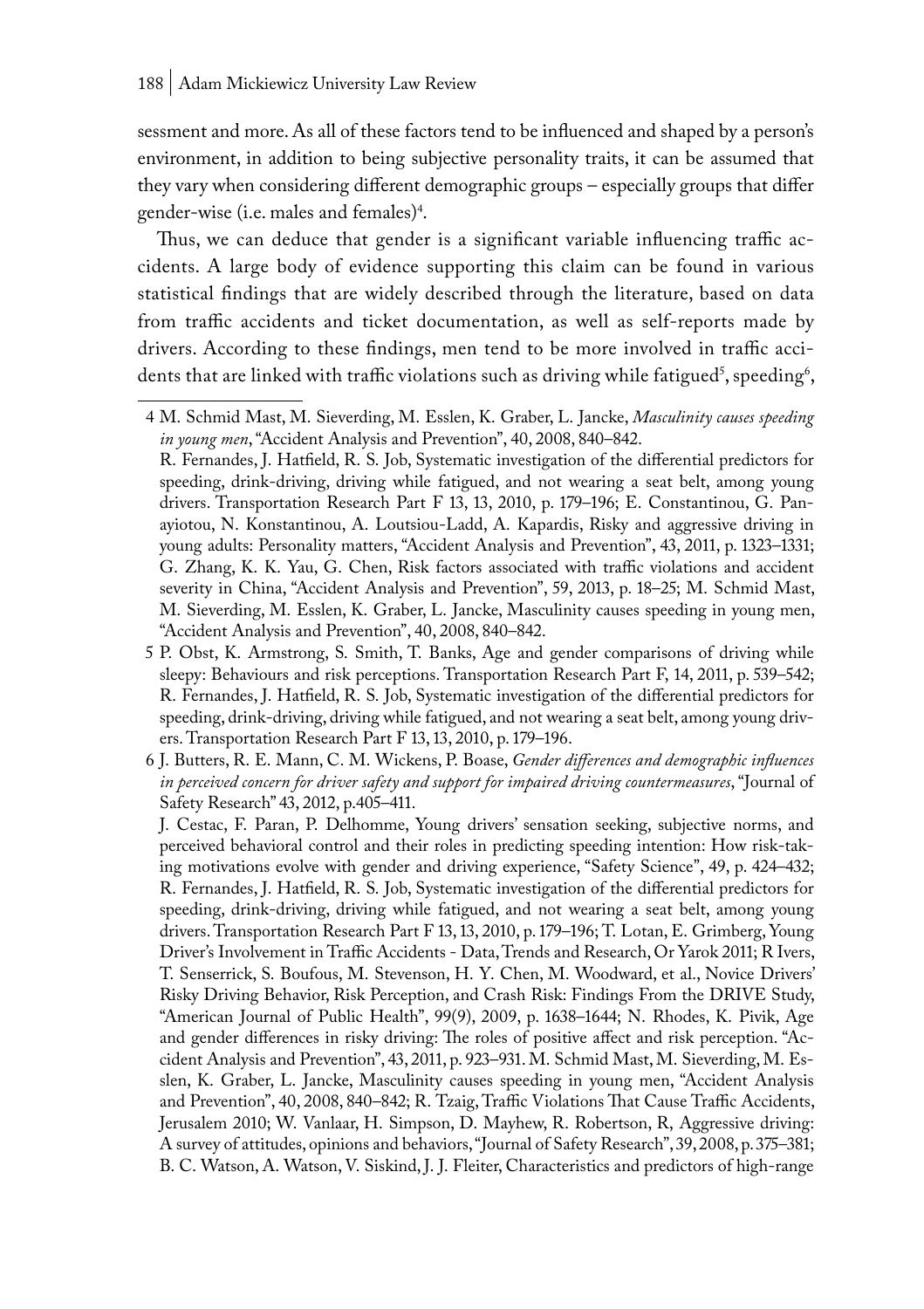sessment and more. As all of these factors tend to be influenced and shaped by a person's environment, in addition to being subjective personality traits, it can be assumed that they vary when considering different demographic groups – especially groups that differ gender-wise (i.e. males and females)[4].

Thus, we can deduce that gender is a significant variable influencing traffic accidents. A large body of evidence supporting this claim can be found in various statistical findings that are widely described through the literature, based on data from traffic accidents and ticket documentation, as well as self-reports made by drivers. According to these findings, men tend to be more involved in traffic accidents that are linked with traffic violations such as driving while fatigued[5], speeding[6],

---

4 M. Schmid Mast, M. Sieverding, M. Esslen, K. Graber, L. Jancke, *Masculinity causes speeding in young men*, "Accident Analysis and Prevention", 40, 2008, 840–842.
R. Fernandes, J. Hatfield, R. S. Job, Systematic investigation of the differential predictors for speeding, drink-driving, driving while fatigued, and not wearing a seat belt, among young drivers. Transportation Research Part F 13, 13, 2010, p. 179–196; E. Constantinou, G. Panayiotou, N. Konstantinou, A. Loutsiou-Ladd, A. Kapardis, Risky and aggressive driving in young adults: Personality matters, "Accident Analysis and Prevention", 43, 2011, p. 1323–1331; G. Zhang, K. K. Yau, G. Chen, Risk factors associated with traffic violations and accident severity in China, "Accident Analysis and Prevention", 59, 2013, p. 18–25; M. Schmid Mast, M. Sieverding, M. Esslen, K. Graber, L. Jancke, Masculinity causes speeding in young men, "Accident Analysis and Prevention", 40, 2008, 840–842.

5 P. Obst, K. Armstrong, S. Smith, T. Banks, Age and gender comparisons of driving while sleepy: Behaviours and risk perceptions. Transportation Research Part F, 14, 2011, p. 539–542; R. Fernandes, J. Hatfield, R. S. Job, Systematic investigation of the differential predictors for speeding, drink-driving, driving while fatigued, and not wearing a seat belt, among young drivers. Transportation Research Part F 13, 13, 2010, p. 179–196.

6 J. Butters, R. E. Mann, C. M. Wickens, P. Boase, *Gender differences and demographic influences in perceived concern for driver safety and support for impaired driving countermeasures*, "Journal of Safety Research" 43, 2012, p.405–411.
J. Cestac, F. Paran, P. Delhomme, Young drivers' sensation seeking, subjective norms, and perceived behavioral control and their roles in predicting speeding intention: How risk-taking motivations evolve with gender and driving experience, "Safety Science", 49, p. 424–432; R. Fernandes, J. Hatfield, R. S. Job, Systematic investigation of the differential predictors for speeding, drink-driving, driving while fatigued, and not wearing a seat belt, among young drivers. Transportation Research Part F 13, 13, 2010, p. 179–196; T. Lotan, E. Grimberg, Young Driver's Involvement in Traffic Accidents - Data, Trends and Research, Or Yarok 2011; R Ivers, T. Senserrick, S. Boufous, M. Stevenson, H. Y. Chen, M. Woodward, et al., Novice Drivers' Risky Driving Behavior, Risk Perception, and Crash Risk: Findings From the DRIVE Study, "American Journal of Public Health", 99(9), 2009, p. 1638–1644; N. Rhodes, K. Pivik, Age and gender differences in risky driving: The roles of positive affect and risk perception. "Accident Analysis and Prevention", 43, 2011, p. 923–931. M. Schmid Mast, M. Sieverding, M. Esslen, K. Graber, L. Jancke, Masculinity causes speeding in young men, "Accident Analysis and Prevention", 40, 2008, 840–842; R. Tzaig, Traffic Violations That Cause Traffic Accidents, Jerusalem 2010; W. Vanlaar, H. Simpson, D. Mayhew, R. Robertson, R, Aggressive driving: A survey of attitudes, opinions and behaviors, "Journal of Safety Research", 39, 2008, p. 375–381; B. C. Watson, A. Watson, V. Siskind, J. J. Fleiter, Characteristics and predictors of high-range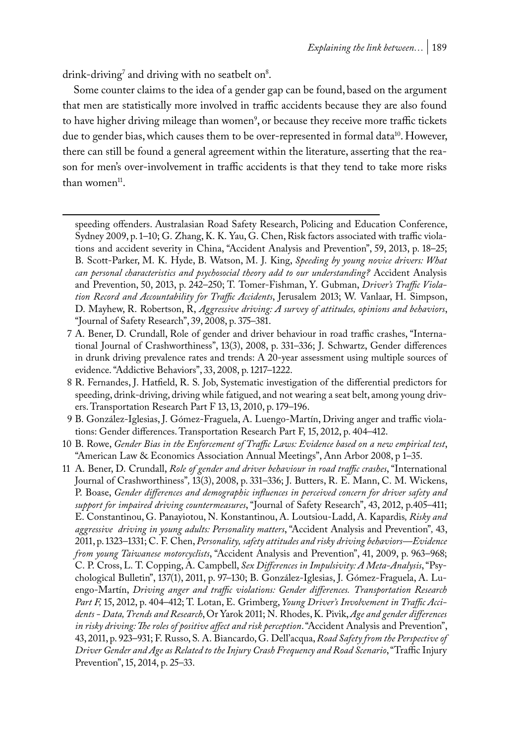drink-driving[7] and driving with no seatbelt on[8].

Some counter claims to the idea of a gender gap can be found, based on the argument that men are statistically more involved in traffic accidents because they are also found to have higher driving mileage than women[9], or because they receive more traffic tickets due to gender bias, which causes them to be over-represented in formal data[10]. However, there can still be found a general agreement within the literature, asserting that the reason for men's over-involvement in traffic accidents is that they tend to take more risks than women[11].

---

speeding offenders. Australasian Road Safety Research, Policing and Education Conference, Sydney 2009, p. 1–10; G. Zhang, K. K. Yau, G. Chen, Risk factors associated with traffic violations and accident severity in China, "Accident Analysis and Prevention", 59, 2013, p. 18–25; B. Scott-Parker, M. K. Hyde, B. Watson, M. J. King, *Speeding by young novice drivers: What can personal characteristics and psychosocial theory add to our understanding?* Accident Analysis and Prevention, 50, 2013, p. 242–250; T. Tomer-Fishman, Y. Gubman, *Driver's Traffic Violation Record and Accountability for Traffic Accidents*, Jerusalem 2013; W. Vanlaar, H. Simpson, D. Mayhew, R. Robertson, R, *Aggressive driving: A survey of attitudes, opinions and behaviors*, "Journal of Safety Research", 39, 2008, p. 375–381.

7 A. Bener, D. Crundall, Role of gender and driver behaviour in road traffic crashes, "International Journal of Crashworthiness", 13(3), 2008, p. 331–336; J. Schwartz, Gender differences in drunk driving prevalence rates and trends: A 20-year assessment using multiple sources of evidence. "Addictive Behaviors", 33, 2008, p. 1217–1222.

8 R. Fernandes, J. Hatfield, R. S. Job, Systematic investigation of the differential predictors for speeding, drink-driving, driving while fatigued, and not wearing a seat belt, among young drivers. Transportation Research Part F 13, 13, 2010, p. 179–196.

9 B. González-Iglesias, J. Gómez-Fraguela, A. Luengo-Martín, Driving anger and traffic violations: Gender differences. Transportation Research Part F, 15, 2012, p. 404–412.

10 B. Rowe, *Gender Bias in the Enforcement of Traffic Laws: Evidence based on a new empirical test*, "American Law & Economics Association Annual Meetings", Ann Arbor 2008, p 1–35.

11 A. Bener, D. Crundall, *Role of gender and driver behaviour in road traffic crashes*, "International Journal of Crashworthiness", 13(3), 2008, p. 331–336; J. Butters, R. E. Mann, C. M. Wickens, P. Boase, *Gender differences and demographic influences in perceived concern for driver safety and support for impaired driving countermeasures*, "Journal of Safety Research", 43, 2012, p.405–411; E. Constantinou, G. Panayiotou, N. Konstantinou, A. Loutsiou-Ladd, A. Kapardis, *Risky and aggressive driving in young adults: Personality matters*, "Accident Analysis and Prevention", 43, 2011, p. 1323–1331; C. F. Chen, *Personality, safety attitudes and risky driving behaviors—Evidence from young Taiwanese motorcyclists*, "Accident Analysis and Prevention", 41, 2009, p. 963–968; C. P. Cross, L. T. Copping, A. Campbell, *Sex Differences in Impulsivity: A Meta-Analysis*, "Psychological Bulletin", 137(1), 2011, p. 97–130; B. González-Iglesias, J. Gómez-Fraguela, A. Luengo-Martín, *Driving anger and traffic violations: Gender differences. Transportation Research Part F,* 15, 2012, p. 404–412; T. Lotan, E. Grimberg, *Young Driver's Involvement in Traffic Accidents - Data, Trends and Research*, Or Yarok 2011; N. Rhodes, K. Pivik, *Age and gender differences in risky driving: The roles of positive affect and risk perception*. "Accident Analysis and Prevention", 43, 2011, p. 923–931; F. Russo, S. A. Biancardo, G. Dell'acqua, *Road Safety from the Perspective of Driver Gender and Age as Related to the Injury Crash Frequency and Road Scenario*, "Traffic Injury Prevention", 15, 2014, p. 25–33.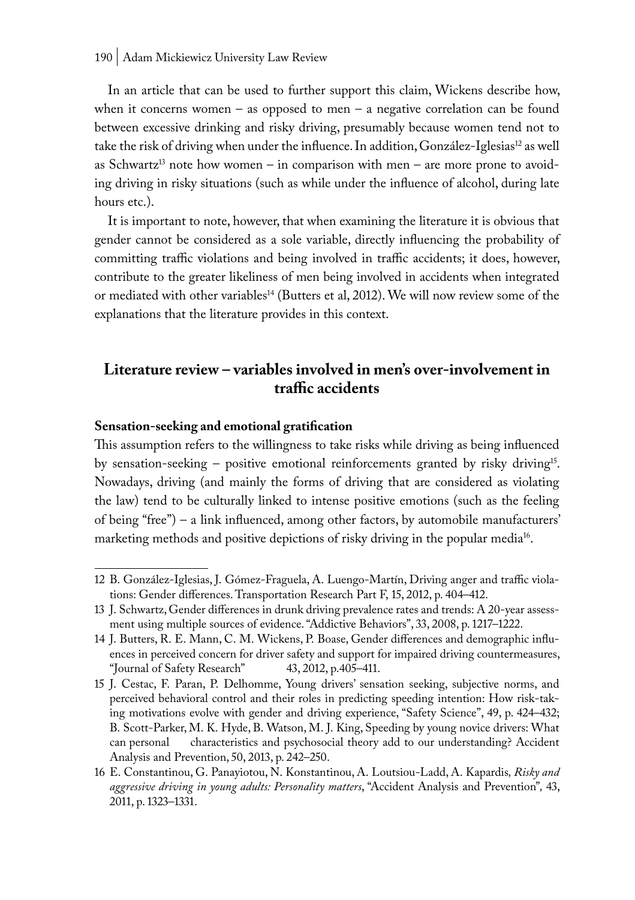In an article that can be used to further support this claim, Wickens describe how, when it concerns women – as opposed to men – a negative correlation can be found between excessive drinking and risky driving, presumably because women tend not to take the risk of driving when under the influence. In addition, González-Iglesias[12] as well as Schwartz[13] note how women – in comparison with men – are more prone to avoiding driving in risky situations (such as while under the influence of alcohol, during late hours etc.).

It is important to note, however, that when examining the literature it is obvious that gender cannot be considered as a sole variable, directly influencing the probability of committing traffic violations and being involved in traffic accidents; it does, however, contribute to the greater likeliness of men being involved in accidents when integrated or mediated with other variables[14] (Butters et al, 2012). We will now review some of the explanations that the literature provides in this context.

## Literature review – variables involved in men's over-involvement in traffic accidents

### Sensation-seeking and emotional gratification

This assumption refers to the willingness to take risks while driving as being influenced by sensation-seeking – positive emotional reinforcements granted by risky driving[15]. Nowadays, driving (and mainly the forms of driving that are considered as violating the law) tend to be culturally linked to intense positive emotions (such as the feeling of being "free") – a link influenced, among other factors, by automobile manufacturers' marketing methods and positive depictions of risky driving in the popular media[16].

---

12 B. González-Iglesias, J. Gómez-Fraguela, A. Luengo-Martín, Driving anger and traffic violations: Gender differences. Transportation Research Part F, 15, 2012, p. 404–412.

13 J. Schwartz, Gender differences in drunk driving prevalence rates and trends: A 20-year assessment using multiple sources of evidence. "Addictive Behaviors", 33, 2008, p. 1217–1222.

14 J. Butters, R. E. Mann, C. M. Wickens, P. Boase, Gender differences and demographic influences in perceived concern for driver safety and support for impaired driving countermeasures, "Journal of Safety Research" 43, 2012, p.405–411.

15 J. Cestac, F. Paran, P. Delhomme, Young drivers' sensation seeking, subjective norms, and perceived behavioral control and their roles in predicting speeding intention: How risk-taking motivations evolve with gender and driving experience, "Safety Science", 49, p. 424–432; B. Scott-Parker, M. K. Hyde, B. Watson, M. J. King, Speeding by young novice drivers: What can personal characteristics and psychosocial theory add to our understanding? Accident Analysis and Prevention, 50, 2013, p. 242–250.

16 E. Constantinou, G. Panayiotou, N. Konstantinou, A. Loutsiou-Ladd, A. Kapardis, *Risky and aggressive driving in young adults: Personality matters*, "Accident Analysis and Prevention", 43, 2011, p. 1323–1331.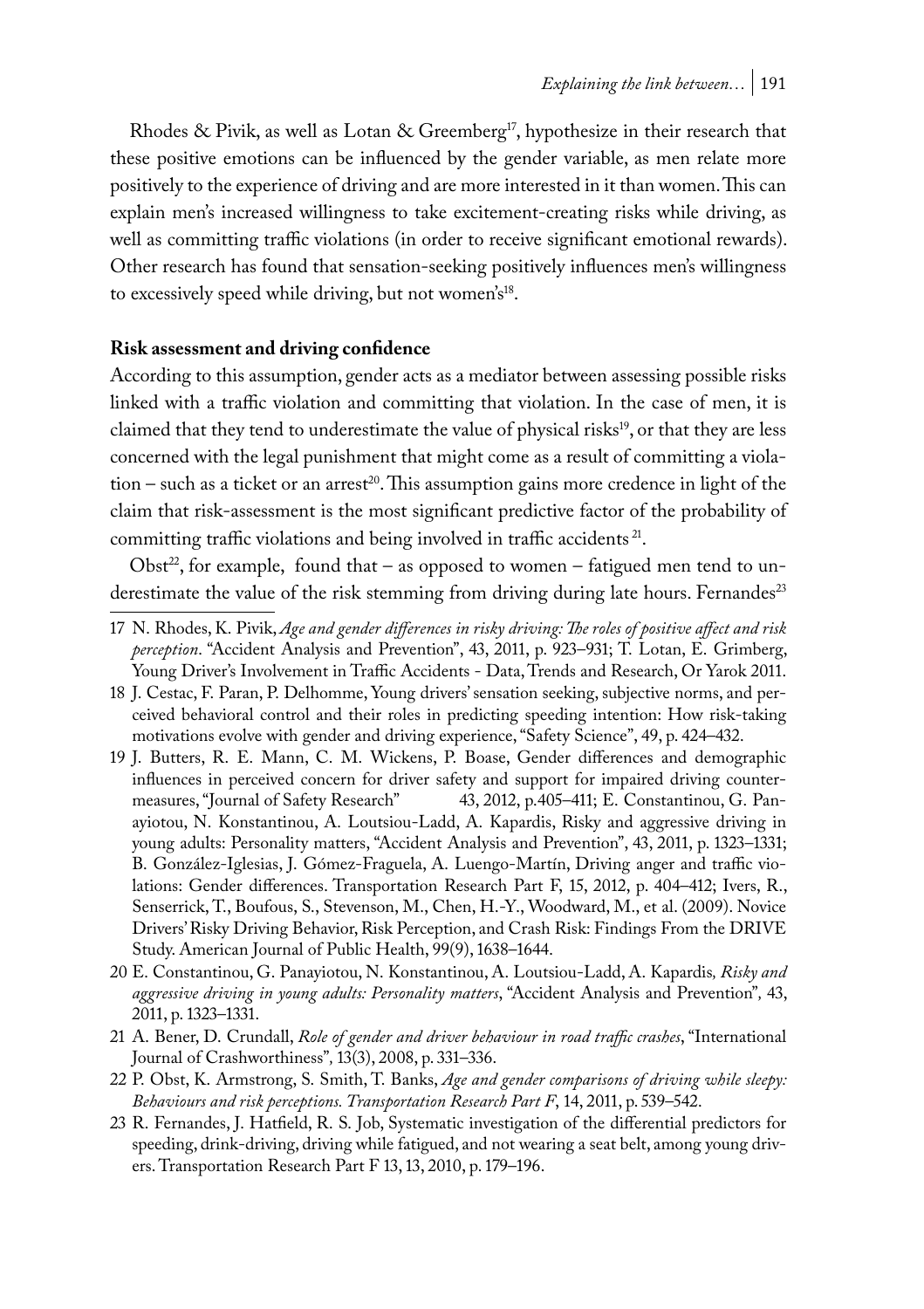Rhodes & Pivik, as well as Lotan & Greemberg[17], hypothesize in their research that these positive emotions can be influenced by the gender variable, as men relate more positively to the experience of driving and are more interested in it than women. This can explain men's increased willingness to take excitement-creating risks while driving, as well as committing traffic violations (in order to receive significant emotional rewards). Other research has found that sensation-seeking positively influences men's willingness to excessively speed while driving, but not women's[18].

**Risk assessment and driving confidence**

According to this assumption, gender acts as a mediator between assessing possible risks linked with a traffic violation and committing that violation. In the case of men, it is claimed that they tend to underestimate the value of physical risks[19], or that they are less concerned with the legal punishment that might come as a result of committing a violation – such as a ticket or an arrest[20]. This assumption gains more credence in light of the claim that risk-assessment is the most significant predictive factor of the probability of committing traffic violations and being involved in traffic accidents [21].

Obst[22], for example, found that – as opposed to women – fatigued men tend to underestimate the value of the risk stemming from driving during late hours. Fernandes[23]

---

17 N. Rhodes, K. Pivik, *Age and gender differences in risky driving: The roles of positive affect and risk perception*. "Accident Analysis and Prevention", 43, 2011, p. 923–931; T. Lotan, E. Grimberg, Young Driver's Involvement in Traffic Accidents - Data, Trends and Research, Or Yarok 2011.

18 J. Cestac, F. Paran, P. Delhomme, Young drivers' sensation seeking, subjective norms, and perceived behavioral control and their roles in predicting speeding intention: How risk-taking motivations evolve with gender and driving experience, "Safety Science", 49, p. 424–432.

19 J. Butters, R. E. Mann, C. M. Wickens, P. Boase, Gender differences and demographic influences in perceived concern for driver safety and support for impaired driving countermeasures, "Journal of Safety Research" 43, 2012, p.405–411; E. Constantinou, G. Panayiotou, N. Konstantinou, A. Loutsiou-Ladd, A. Kapardis, Risky and aggressive driving in young adults: Personality matters, "Accident Analysis and Prevention", 43, 2011, p. 1323–1331; B. González-Iglesias, J. Gómez-Fraguela, A. Luengo-Martín, Driving anger and traffic violations: Gender differences. Transportation Research Part F, 15, 2012, p. 404–412; Ivers, R., Senserrick, T., Boufous, S., Stevenson, M., Chen, H.-Y., Woodward, M., et al. (2009). Novice Drivers' Risky Driving Behavior, Risk Perception, and Crash Risk: Findings From the DRIVE Study. American Journal of Public Health, 99(9), 1638–1644.

20 E. Constantinou, G. Panayiotou, N. Konstantinou, A. Loutsiou-Ladd, A. Kapardis*, Risky and aggressive driving in young adults: Personality matters*, "Accident Analysis and Prevention"*,* 43, 2011, p. 1323–1331.

21 A. Bener, D. Crundall, *Role of gender and driver behaviour in road traffic crashes*, "International Journal of Crashworthiness", 13(3), 2008, p. 331–336.

22 P. Obst, K. Armstrong, S. Smith, T. Banks, *Age and gender comparisons of driving while sleepy: Behaviours and risk perceptions. Transportation Research Part F*, 14, 2011, p. 539–542.

23 R. Fernandes, J. Hatfield, R. S. Job, Systematic investigation of the differential predictors for speeding, drink-driving, driving while fatigued, and not wearing a seat belt, among young drivers. Transportation Research Part F 13, 13, 2010, p. 179–196.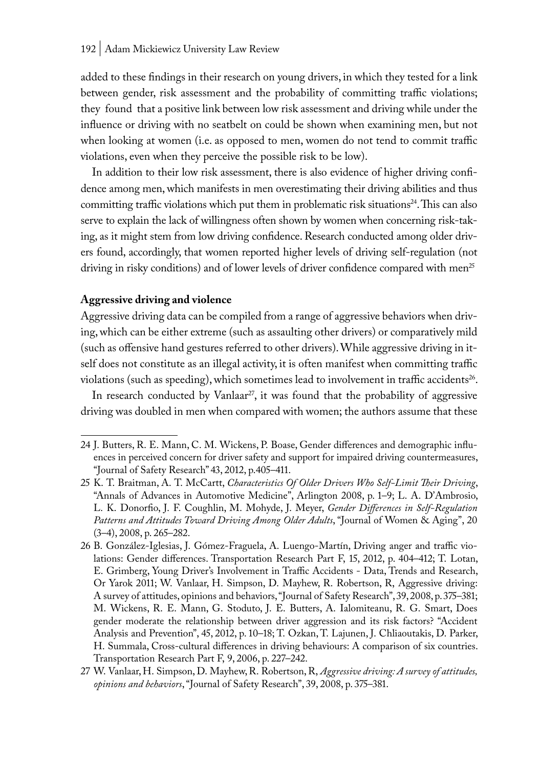added to these findings in their research on young drivers, in which they tested for a link between gender, risk assessment and the probability of committing traffic violations; they found that a positive link between low risk assessment and driving while under the influence or driving with no seatbelt on could be shown when examining men, but not when looking at women (i.e. as opposed to men, women do not tend to commit traffic violations, even when they perceive the possible risk to be low).

In addition to their low risk assessment, there is also evidence of higher driving confidence among men, which manifests in men overestimating their driving abilities and thus committing traffic violations which put them in problematic risk situations[24]. This can also serve to explain the lack of willingness often shown by women when concerning risk-taking, as it might stem from low driving confidence. Research conducted among older drivers found, accordingly, that women reported higher levels of driving self-regulation (not driving in risky conditions) and of lower levels of driver confidence compared with men[25]

**Aggressive driving and violence**

Aggressive driving data can be compiled from a range of aggressive behaviors when driving, which can be either extreme (such as assaulting other drivers) or comparatively mild (such as offensive hand gestures referred to other drivers). While aggressive driving in itself does not constitute as an illegal activity, it is often manifest when committing traffic violations (such as speeding), which sometimes lead to involvement in traffic accidents[26].

In research conducted by Vanlaar[27], it was found that the probability of aggressive driving was doubled in men when compared with women; the authors assume that these

---

24 J. Butters, R. E. Mann, C. M. Wickens, P. Boase, Gender differences and demographic influences in perceived concern for driver safety and support for impaired driving countermeasures, "Journal of Safety Research" 43, 2012, p.405–411.

25 K. T. Braitman, A. T. McCartt, *Characteristics Of Older Drivers Who Self-Limit Their Driving*, "Annals of Advances in Automotive Medicine", Arlington 2008, p. 1–9; L. A. D'Ambrosio, L. K. Donorfio, J. F. Coughlin, M. Mohyde, J. Meyer, *Gender Differences in Self-Regulation Patterns and Attitudes Toward Driving Among Older Adults*, "Journal of Women & Aging", 20 (3–4), 2008, p. 265–282.

26 B. González-Iglesias, J. Gómez-Fraguela, A. Luengo-Martín, Driving anger and traffic violations: Gender differences. Transportation Research Part F, 15, 2012, p. 404–412; T. Lotan, E. Grimberg, Young Driver's Involvement in Traffic Accidents - Data, Trends and Research, Or Yarok 2011; W. Vanlaar, H. Simpson, D. Mayhew, R. Robertson, R, Aggressive driving: A survey of attitudes, opinions and behaviors, "Journal of Safety Research", 39, 2008, p. 375–381; M. Wickens, R. E. Mann, G. Stoduto, J. E. Butters, A. Ialomiteanu, R. G. Smart, Does gender moderate the relationship between driver aggression and its risk factors? "Accident Analysis and Prevention", 45, 2012, p. 10–18; T. Ozkan, T. Lajunen, J. Chliaoutakis, D. Parker, H. Summala, Cross-cultural differences in driving behaviours: A comparison of six countries. Transportation Research Part F, 9, 2006, p. 227–242.

27 W. Vanlaar, H. Simpson, D. Mayhew, R. Robertson, R, *Aggressive driving: A survey of attitudes, opinions and behaviors*, "Journal of Safety Research", 39, 2008, p. 375–381.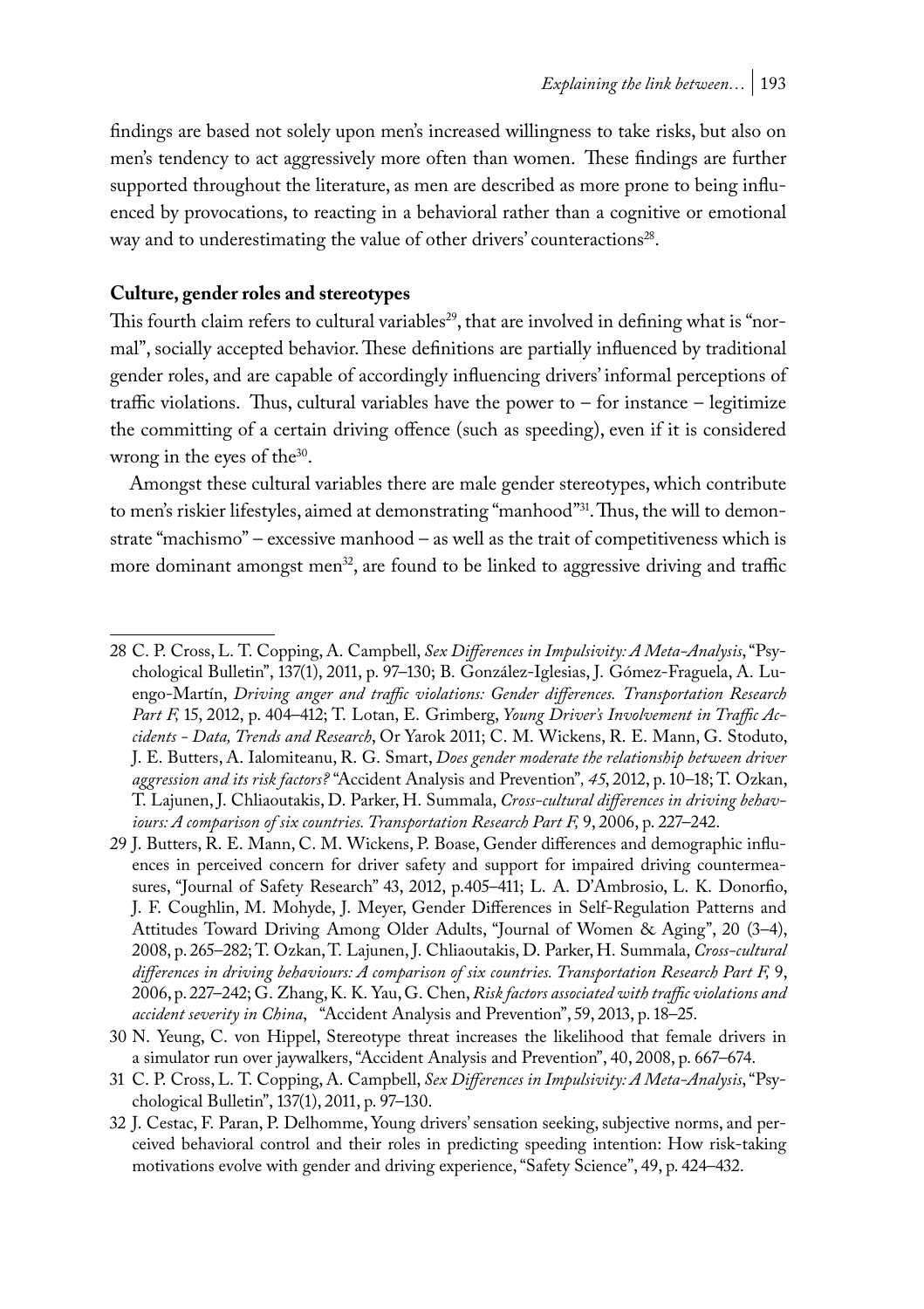findings are based not solely upon men's increased willingness to take risks, but also on men's tendency to act aggressively more often than women. These findings are further supported throughout the literature, as men are described as more prone to being influenced by provocations, to reacting in a behavioral rather than a cognitive or emotional way and to underestimating the value of other drivers' counteractions[28].

**Culture, gender roles and stereotypes**

This fourth claim refers to cultural variables[29], that are involved in defining what is "normal", socially accepted behavior. These definitions are partially influenced by traditional gender roles, and are capable of accordingly influencing drivers' informal perceptions of traffic violations. Thus, cultural variables have the power to – for instance – legitimize the committing of a certain driving offence (such as speeding), even if it is considered wrong in the eyes of the[30].

Amongst these cultural variables there are male gender stereotypes, which contribute to men's riskier lifestyles, aimed at demonstrating "manhood"[31]. Thus, the will to demonstrate "machismo" – excessive manhood – as well as the trait of competitiveness which is more dominant amongst men[32], are found to be linked to aggressive driving and traffic

---

28 C. P. Cross, L. T. Copping, A. Campbell, *Sex Differences in Impulsivity: A Meta-Analysis*, "Psychological Bulletin", 137(1), 2011, p. 97–130; B. González-Iglesias, J. Gómez-Fraguela, A. Luengo-Martín, *Driving anger and traffic violations: Gender differences. Transportation Research Part F,* 15, 2012, p. 404–412; T. Lotan, E. Grimberg, *Young Driver's Involvement in Traffic Accidents - Data, Trends and Research*, Or Yarok 2011; C. M. Wickens, R. E. Mann, G. Stoduto, J. E. Butters, A. Ialomiteanu, R. G. Smart, *Does gender moderate the relationship between driver aggression and its risk factors?* "Accident Analysis and Prevention"*, 45*, 2012, p. 10–18; T. Ozkan, T. Lajunen, J. Chliaoutakis, D. Parker, H. Summala, *Cross-cultural differences in driving behaviours: A comparison of six countries. Transportation Research Part F,* 9, 2006, p. 227–242.

29 J. Butters, R. E. Mann, C. M. Wickens, P. Boase, Gender differences and demographic influences in perceived concern for driver safety and support for impaired driving countermeasures, "Journal of Safety Research" 43, 2012, p.405–411; L. A. D'Ambrosio, L. K. Donorfio, J. F. Coughlin, M. Mohyde, J. Meyer, Gender Differences in Self-Regulation Patterns and Attitudes Toward Driving Among Older Adults, "Journal of Women & Aging", 20 (3–4), 2008, p. 265–282; T. Ozkan, T. Lajunen, J. Chliaoutakis, D. Parker, H. Summala, *Cross-cultural differences in driving behaviours: A comparison of six countries. Transportation Research Part F,* 9, 2006, p. 227–242; G. Zhang, K. K. Yau, G. Chen, *Risk factors associated with traffic violations and accident severity in China*, "Accident Analysis and Prevention", 59, 2013, p. 18–25.

30 N. Yeung, C. von Hippel, Stereotype threat increases the likelihood that female drivers in a simulator run over jaywalkers, "Accident Analysis and Prevention", 40, 2008, p. 667–674.

31 C. P. Cross, L. T. Copping, A. Campbell, *Sex Differences in Impulsivity: A Meta-Analysis*, "Psychological Bulletin", 137(1), 2011, p. 97–130.

32 J. Cestac, F. Paran, P. Delhomme, Young drivers' sensation seeking, subjective norms, and perceived behavioral control and their roles in predicting speeding intention: How risk-taking motivations evolve with gender and driving experience, "Safety Science", 49, p. 424–432.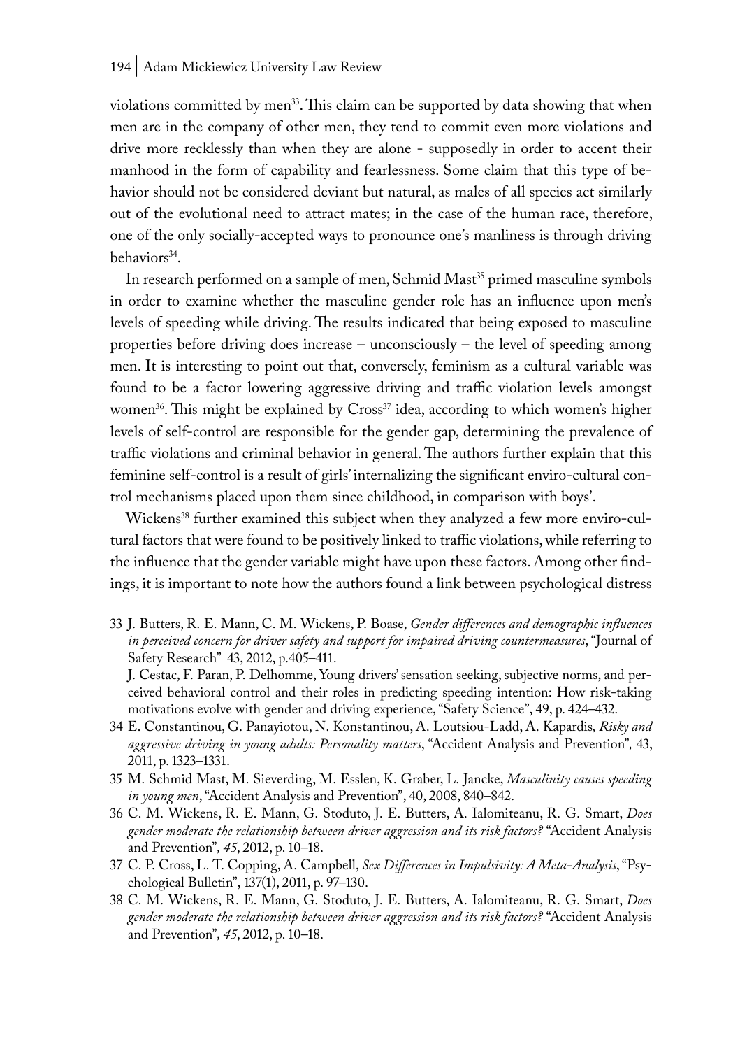violations committed by men[33]. This claim can be supported by data showing that when men are in the company of other men, they tend to commit even more violations and drive more recklessly than when they are alone - supposedly in order to accent their manhood in the form of capability and fearlessness. Some claim that this type of behavior should not be considered deviant but natural, as males of all species act similarly out of the evolutional need to attract mates; in the case of the human race, therefore, one of the only socially-accepted ways to pronounce one's manliness is through driving behaviors[34].

In research performed on a sample of men, Schmid Mast[35] primed masculine symbols in order to examine whether the masculine gender role has an influence upon men's levels of speeding while driving. The results indicated that being exposed to masculine properties before driving does increase – unconsciously – the level of speeding among men. It is interesting to point out that, conversely, feminism as a cultural variable was found to be a factor lowering aggressive driving and traffic violation levels amongst women[36]. This might be explained by Cross[37] idea, according to which women's higher levels of self-control are responsible for the gender gap, determining the prevalence of traffic violations and criminal behavior in general. The authors further explain that this feminine self-control is a result of girls' internalizing the significant enviro-cultural control mechanisms placed upon them since childhood, in comparison with boys'.

Wickens[38] further examined this subject when they analyzed a few more enviro-cultural factors that were found to be positively linked to traffic violations, while referring to the influence that the gender variable might have upon these factors. Among other findings, it is important to note how the authors found a link between psychological distress

---

33 J. Butters, R. E. Mann, C. M. Wickens, P. Boase, *Gender differences and demographic influences in perceived concern for driver safety and support for impaired driving countermeasures*, "Journal of Safety Research" 43, 2012, p.405–411.
J. Cestac, F. Paran, P. Delhomme, Young drivers' sensation seeking, subjective norms, and perceived behavioral control and their roles in predicting speeding intention: How risk-taking motivations evolve with gender and driving experience, "Safety Science", 49, p. 424–432.

34 E. Constantinou, G. Panayiotou, N. Konstantinou, A. Loutsiou-Ladd, A. Kapardis*, Risky and aggressive driving in young adults: Personality matters*, "Accident Analysis and Prevention"*,* 43, 2011, p. 1323–1331.

35 M. Schmid Mast, M. Sieverding, M. Esslen, K. Graber, L. Jancke, *Masculinity causes speeding in young men*, "Accident Analysis and Prevention", 40, 2008, 840–842.

36 C. M. Wickens, R. E. Mann, G. Stoduto, J. E. Butters, A. Ialomiteanu, R. G. Smart, *Does gender moderate the relationship between driver aggression and its risk factors?* "Accident Analysis and Prevention"*, 45*, 2012, p. 10–18.

37 C. P. Cross, L. T. Copping, A. Campbell, *Sex Differences in Impulsivity: A Meta-Analysis*, "Psychological Bulletin", 137(1), 2011, p. 97–130.

38 C. M. Wickens, R. E. Mann, G. Stoduto, J. E. Butters, A. Ialomiteanu, R. G. Smart, *Does gender moderate the relationship between driver aggression and its risk factors?* "Accident Analysis and Prevention"*, 45*, 2012, p. 10–18.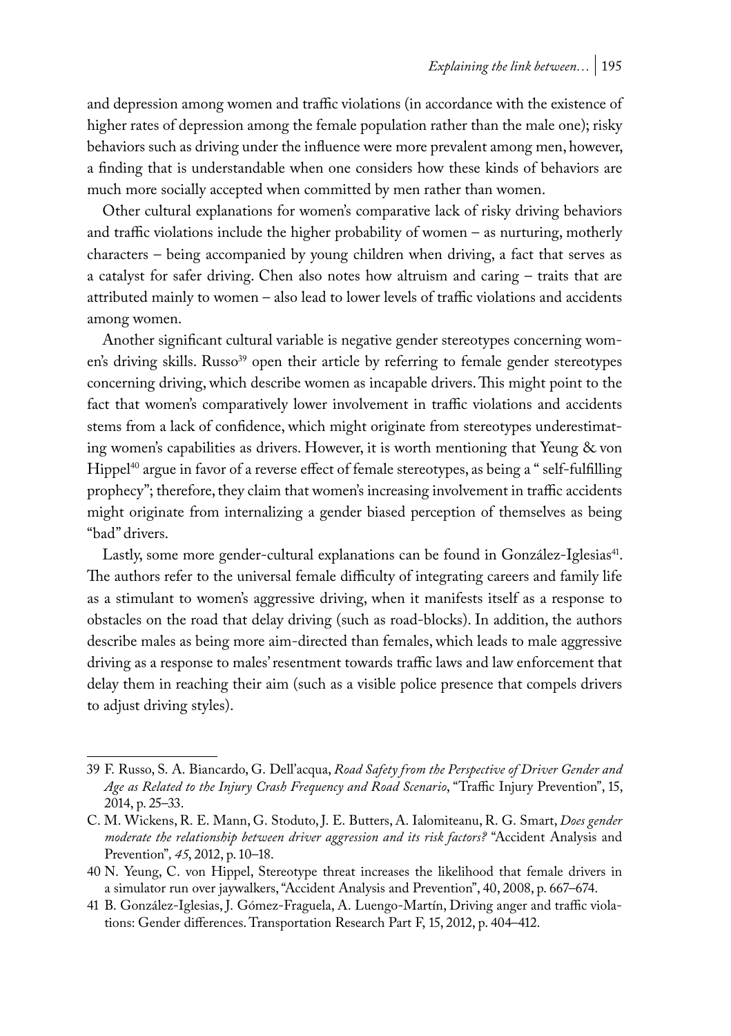and depression among women and traffic violations (in accordance with the existence of higher rates of depression among the female population rather than the male one); risky behaviors such as driving under the influence were more prevalent among men, however, a finding that is understandable when one considers how these kinds of behaviors are much more socially accepted when committed by men rather than women.

Other cultural explanations for women's comparative lack of risky driving behaviors and traffic violations include the higher probability of women – as nurturing, motherly characters – being accompanied by young children when driving, a fact that serves as a catalyst for safer driving. Chen also notes how altruism and caring – traits that are attributed mainly to women – also lead to lower levels of traffic violations and accidents among women.

Another significant cultural variable is negative gender stereotypes concerning women's driving skills. Russo[39] open their article by referring to female gender stereotypes concerning driving, which describe women as incapable drivers. This might point to the fact that women's comparatively lower involvement in traffic violations and accidents stems from a lack of confidence, which might originate from stereotypes underestimating women's capabilities as drivers. However, it is worth mentioning that Yeung & von Hippel[40] argue in favor of a reverse effect of female stereotypes, as being a " self-fulfilling prophecy"; therefore, they claim that women's increasing involvement in traffic accidents might originate from internalizing a gender biased perception of themselves as being "bad" drivers.

Lastly, some more gender-cultural explanations can be found in González-Iglesias[41]. The authors refer to the universal female difficulty of integrating careers and family life as a stimulant to women's aggressive driving, when it manifests itself as a response to obstacles on the road that delay driving (such as road-blocks). In addition, the authors describe males as being more aim-directed than females, which leads to male aggressive driving as a response to males' resentment towards traffic laws and law enforcement that delay them in reaching their aim (such as a visible police presence that compels drivers to adjust driving styles).

---

39 F. Russo, S. A. Biancardo, G. Dell'acqua, *Road Safety from the Perspective of Driver Gender and Age as Related to the Injury Crash Frequency and Road Scenario*, "Traffic Injury Prevention", 15, 2014, p. 25–33.

C. M. Wickens, R. E. Mann, G. Stoduto, J. E. Butters, A. Ialomiteanu, R. G. Smart, *Does gender moderate the relationship between driver aggression and its risk factors?* "Accident Analysis and Prevention", *45*, 2012, p. 10–18.

40 N. Yeung, C. von Hippel, Stereotype threat increases the likelihood that female drivers in a simulator run over jaywalkers, "Accident Analysis and Prevention", 40, 2008, p. 667–674.

41 B. González-Iglesias, J. Gómez-Fraguela, A. Luengo-Martín, Driving anger and traffic violations: Gender differences. Transportation Research Part F, 15, 2012, p. 404–412.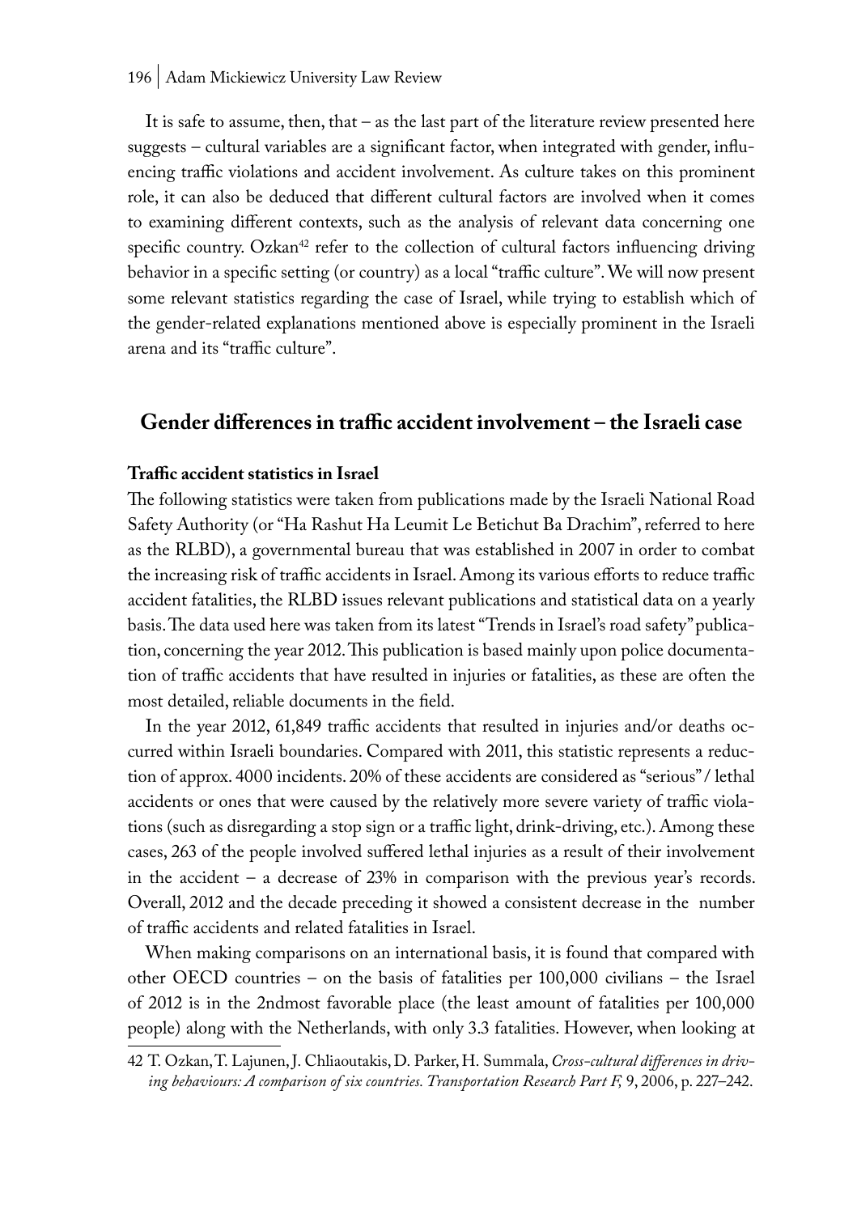It is safe to assume, then, that – as the last part of the literature review presented here suggests – cultural variables are a significant factor, when integrated with gender, influencing traffic violations and accident involvement. As culture takes on this prominent role, it can also be deduced that different cultural factors are involved when it comes to examining different contexts, such as the analysis of relevant data concerning one specific country. Ozkan[42] refer to the collection of cultural factors influencing driving behavior in a specific setting (or country) as a local "traffic culture". We will now present some relevant statistics regarding the case of Israel, while trying to establish which of the gender-related explanations mentioned above is especially prominent in the Israeli arena and its "traffic culture".

## Gender differences in traffic accident involvement – the Israeli case

### Traffic accident statistics in Israel

The following statistics were taken from publications made by the Israeli National Road Safety Authority (or "Ha Rashut Ha Leumit Le Betichut Ba Drachim", referred to here as the RLBD), a governmental bureau that was established in 2007 in order to combat the increasing risk of traffic accidents in Israel. Among its various efforts to reduce traffic accident fatalities, the RLBD issues relevant publications and statistical data on a yearly basis. The data used here was taken from its latest "Trends in Israel's road safety" publication, concerning the year 2012. This publication is based mainly upon police documentation of traffic accidents that have resulted in injuries or fatalities, as these are often the most detailed, reliable documents in the field.

In the year 2012, 61,849 traffic accidents that resulted in injuries and/or deaths occurred within Israeli boundaries. Compared with 2011, this statistic represents a reduction of approx. 4000 incidents. 20% of these accidents are considered as "serious" / lethal accidents or ones that were caused by the relatively more severe variety of traffic violations (such as disregarding a stop sign or a traffic light, drink-driving, etc.). Among these cases, 263 of the people involved suffered lethal injuries as a result of their involvement in the accident – a decrease of 23% in comparison with the previous year's records. Overall, 2012 and the decade preceding it showed a consistent decrease in the number of traffic accidents and related fatalities in Israel.

When making comparisons on an international basis, it is found that compared with other OECD countries – on the basis of fatalities per 100,000 civilians – the Israel of 2012 is in the 2ndmost favorable place (the least amount of fatalities per 100,000 people) along with the Netherlands, with only 3.3 fatalities. However, when looking at

---

42 T. Ozkan, T. Lajunen, J. Chliaoutakis, D. Parker, H. Summala, *Cross-cultural differences in driving behaviours: A comparison of six countries. Transportation Research Part F,* 9, 2006, p. 227–242.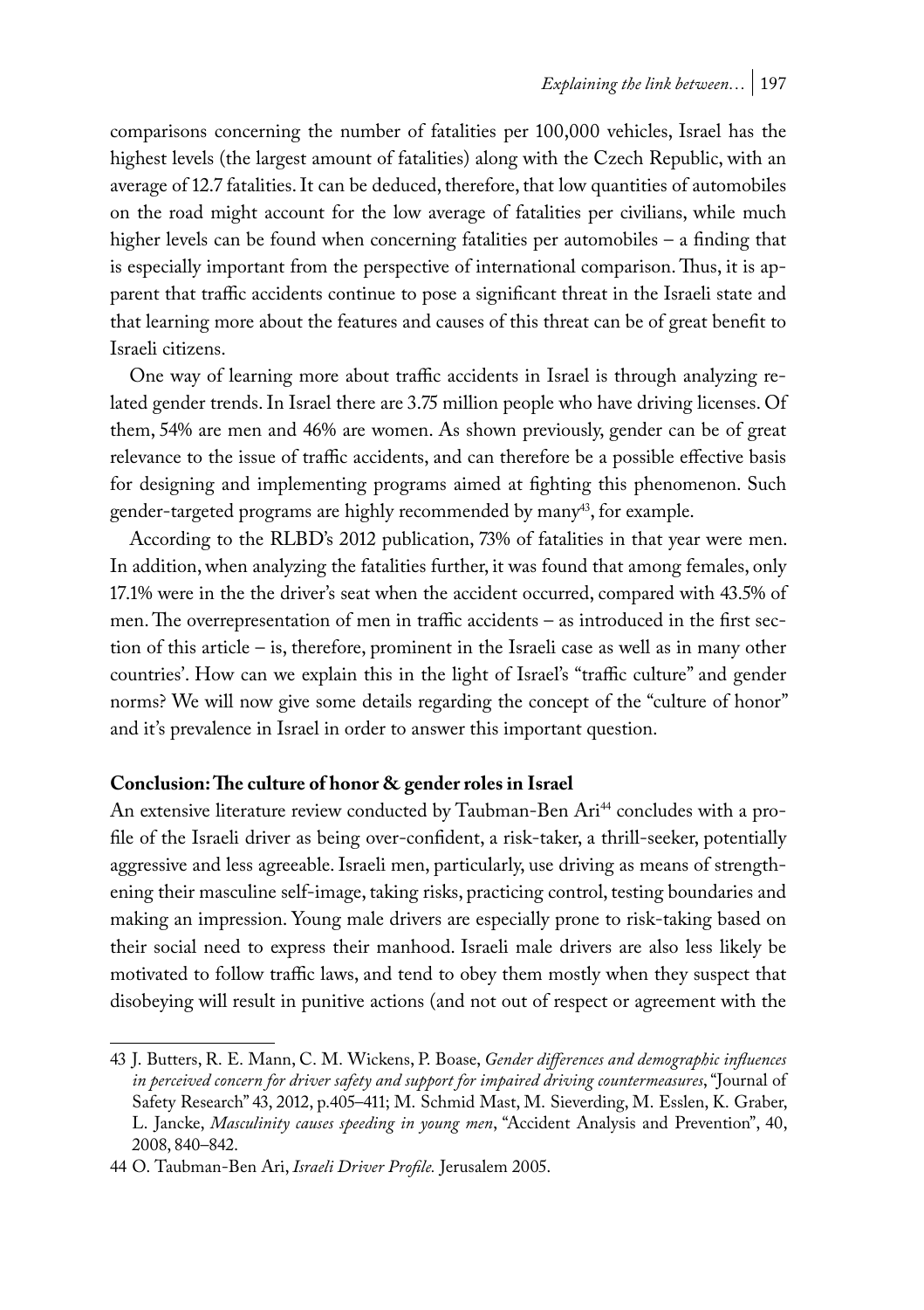comparisons concerning the number of fatalities per 100,000 vehicles, Israel has the highest levels (the largest amount of fatalities) along with the Czech Republic, with an average of 12.7 fatalities. It can be deduced, therefore, that low quantities of automobiles on the road might account for the low average of fatalities per civilians, while much higher levels can be found when concerning fatalities per automobiles – a finding that is especially important from the perspective of international comparison. Thus, it is apparent that traffic accidents continue to pose a significant threat in the Israeli state and that learning more about the features and causes of this threat can be of great benefit to Israeli citizens.

One way of learning more about traffic accidents in Israel is through analyzing related gender trends. In Israel there are 3.75 million people who have driving licenses. Of them, 54% are men and 46% are women. As shown previously, gender can be of great relevance to the issue of traffic accidents, and can therefore be a possible effective basis for designing and implementing programs aimed at fighting this phenomenon. Such gender-targeted programs are highly recommended by many[43], for example.

According to the RLBD's 2012 publication, 73% of fatalities in that year were men. In addition, when analyzing the fatalities further, it was found that among females, only 17.1% were in the the driver's seat when the accident occurred, compared with 43.5% of men. The overrepresentation of men in traffic accidents – as introduced in the first section of this article – is, therefore, prominent in the Israeli case as well as in many other countries'. How can we explain this in the light of Israel's "traffic culture" and gender norms? We will now give some details regarding the concept of the "culture of honor" and it's prevalence in Israel in order to answer this important question.

**Conclusion: The culture of honor & gender roles in Israel**

An extensive literature review conducted by Taubman-Ben Ari[44] concludes with a profile of the Israeli driver as being over-confident, a risk-taker, a thrill-seeker, potentially aggressive and less agreeable. Israeli men, particularly, use driving as means of strengthening their masculine self-image, taking risks, practicing control, testing boundaries and making an impression. Young male drivers are especially prone to risk-taking based on their social need to express their manhood. Israeli male drivers are also less likely be motivated to follow traffic laws, and tend to obey them mostly when they suspect that disobeying will result in punitive actions (and not out of respect or agreement with the

---

43 J. Butters, R. E. Mann, C. M. Wickens, P. Boase, *Gender differences and demographic influences in perceived concern for driver safety and support for impaired driving countermeasures*, "Journal of Safety Research" 43, 2012, p.405–411; M. Schmid Mast, M. Sieverding, M. Esslen, K. Graber, L. Jancke, *Masculinity causes speeding in young men*, "Accident Analysis and Prevention", 40, 2008, 840–842.

44 O. Taubman-Ben Ari, *Israeli Driver Profile.* Jerusalem 2005.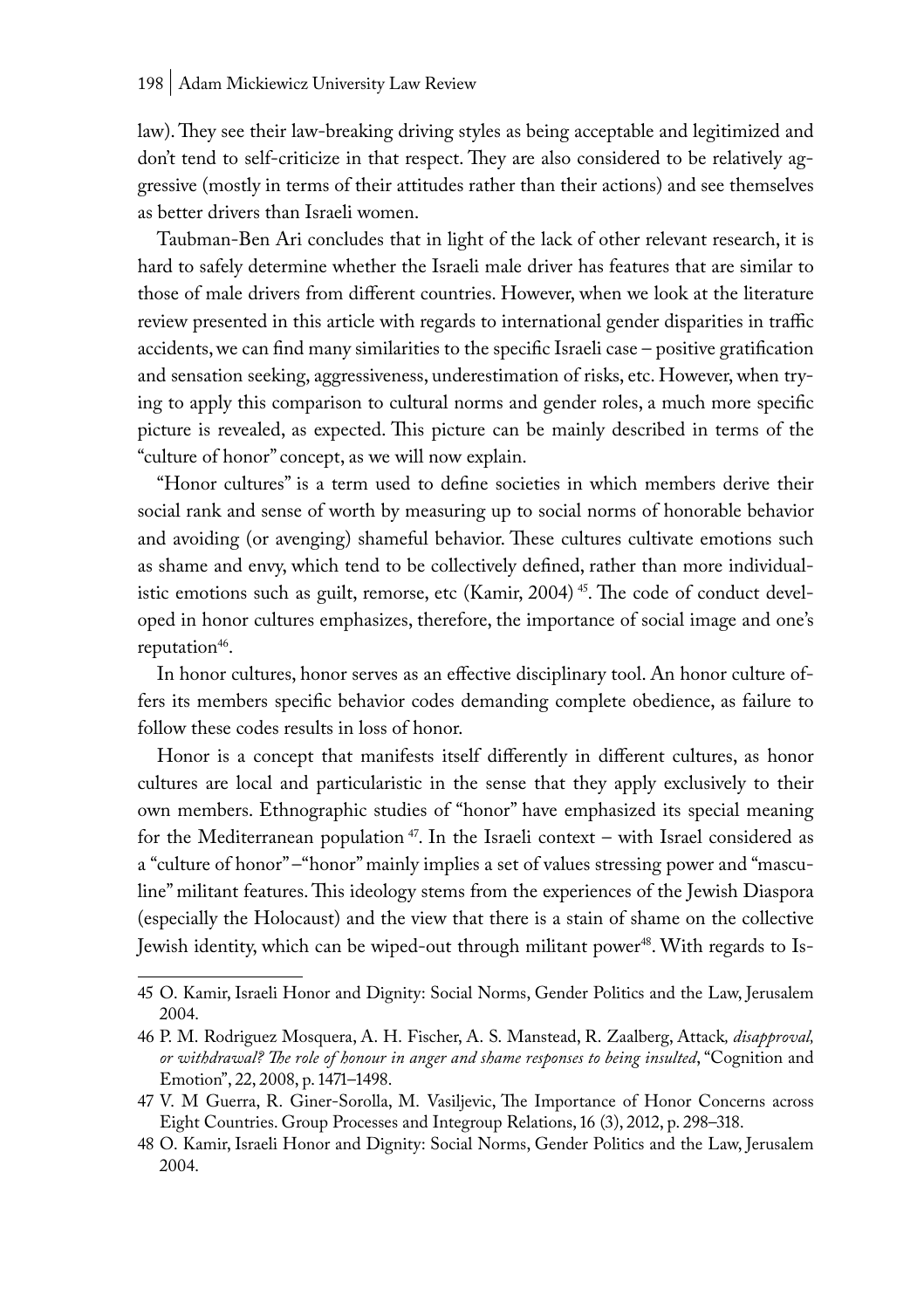law). They see their law-breaking driving styles as being acceptable and legitimized and don't tend to self-criticize in that respect. They are also considered to be relatively aggressive (mostly in terms of their attitudes rather than their actions) and see themselves as better drivers than Israeli women.

Taubman-Ben Ari concludes that in light of the lack of other relevant research, it is hard to safely determine whether the Israeli male driver has features that are similar to those of male drivers from different countries. However, when we look at the literature review presented in this article with regards to international gender disparities in traffic accidents, we can find many similarities to the specific Israeli case – positive gratification and sensation seeking, aggressiveness, underestimation of risks, etc. However, when trying to apply this comparison to cultural norms and gender roles, a much more specific picture is revealed, as expected. This picture can be mainly described in terms of the "culture of honor" concept, as we will now explain.

"Honor cultures" is a term used to define societies in which members derive their social rank and sense of worth by measuring up to social norms of honorable behavior and avoiding (or avenging) shameful behavior. These cultures cultivate emotions such as shame and envy, which tend to be collectively defined, rather than more individualistic emotions such as guilt, remorse, etc (Kamir, 2004) [45]. The code of conduct developed in honor cultures emphasizes, therefore, the importance of social image and one's reputation[46].

In honor cultures, honor serves as an effective disciplinary tool. An honor culture offers its members specific behavior codes demanding complete obedience, as failure to follow these codes results in loss of honor.

Honor is a concept that manifests itself differently in different cultures, as honor cultures are local and particularistic in the sense that they apply exclusively to their own members. Ethnographic studies of "honor" have emphasized its special meaning for the Mediterranean population [47]. In the Israeli context – with Israel considered as a "culture of honor" –"honor" mainly implies a set of values stressing power and "masculine" militant features. This ideology stems from the experiences of the Jewish Diaspora (especially the Holocaust) and the view that there is a stain of shame on the collective Jewish identity, which can be wiped-out through militant power[48]. With regards to Is-

---

45 O. Kamir, Israeli Honor and Dignity: Social Norms, Gender Politics and the Law, Jerusalem 2004.

46 P. M. Rodriguez Mosquera, A. H. Fischer, A. S. Manstead, R. Zaalberg, Attack*, disapproval, or withdrawal? The role of honour in anger and shame responses to being insulted*, "Cognition and Emotion", 22, 2008, p. 1471–1498.

47 V. M Guerra, R. Giner-Sorolla, M. Vasiljevic, The Importance of Honor Concerns across Eight Countries. Group Processes and Integroup Relations, 16 (3), 2012, p. 298–318.

48 O. Kamir, Israeli Honor and Dignity: Social Norms, Gender Politics and the Law, Jerusalem 2004.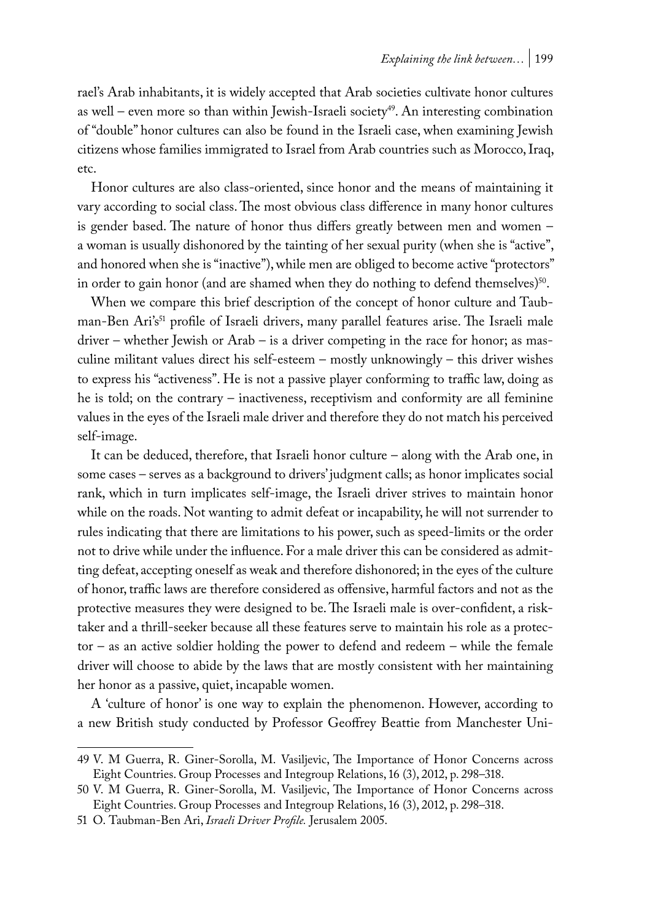rael's Arab inhabitants, it is widely accepted that Arab societies cultivate honor cultures as well – even more so than within Jewish-Israeli society[49]. An interesting combination of "double" honor cultures can also be found in the Israeli case, when examining Jewish citizens whose families immigrated to Israel from Arab countries such as Morocco, Iraq, etc.

Honor cultures are also class-oriented, since honor and the means of maintaining it vary according to social class. The most obvious class difference in many honor cultures is gender based. The nature of honor thus differs greatly between men and women – a woman is usually dishonored by the tainting of her sexual purity (when she is "active", and honored when she is "inactive"), while men are obliged to become active "protectors" in order to gain honor (and are shamed when they do nothing to defend themselves)[50].

When we compare this brief description of the concept of honor culture and Taubman-Ben Ari's[51] profile of Israeli drivers, many parallel features arise. The Israeli male driver – whether Jewish or Arab – is a driver competing in the race for honor; as masculine militant values direct his self-esteem – mostly unknowingly – this driver wishes to express his "activeness". He is not a passive player conforming to traffic law, doing as he is told; on the contrary – inactiveness, receptivism and conformity are all feminine values in the eyes of the Israeli male driver and therefore they do not match his perceived self-image.

It can be deduced, therefore, that Israeli honor culture – along with the Arab one, in some cases – serves as a background to drivers' judgment calls; as honor implicates social rank, which in turn implicates self-image, the Israeli driver strives to maintain honor while on the roads. Not wanting to admit defeat or incapability, he will not surrender to rules indicating that there are limitations to his power, such as speed-limits or the order not to drive while under the influence. For a male driver this can be considered as admitting defeat, accepting oneself as weak and therefore dishonored; in the eyes of the culture of honor, traffic laws are therefore considered as offensive, harmful factors and not as the protective measures they were designed to be. The Israeli male is over-confident, a risk-taker and a thrill-seeker because all these features serve to maintain his role as a protector – as an active soldier holding the power to defend and redeem – while the female driver will choose to abide by the laws that are mostly consistent with her maintaining her honor as a passive, quiet, incapable women.

A 'culture of honor' is one way to explain the phenomenon. However, according to a new British study conducted by Professor Geoffrey Beattie from Manchester Uni-

---

49 V. M Guerra, R. Giner-Sorolla, M. Vasiljevic, The Importance of Honor Concerns across Eight Countries. Group Processes and Integroup Relations, 16 (3), 2012, p. 298–318.

50 V. M Guerra, R. Giner-Sorolla, M. Vasiljevic, The Importance of Honor Concerns across Eight Countries. Group Processes and Integroup Relations, 16 (3), 2012, p. 298–318.

51 O. Taubman-Ben Ari, *Israeli Driver Profile.* Jerusalem 2005.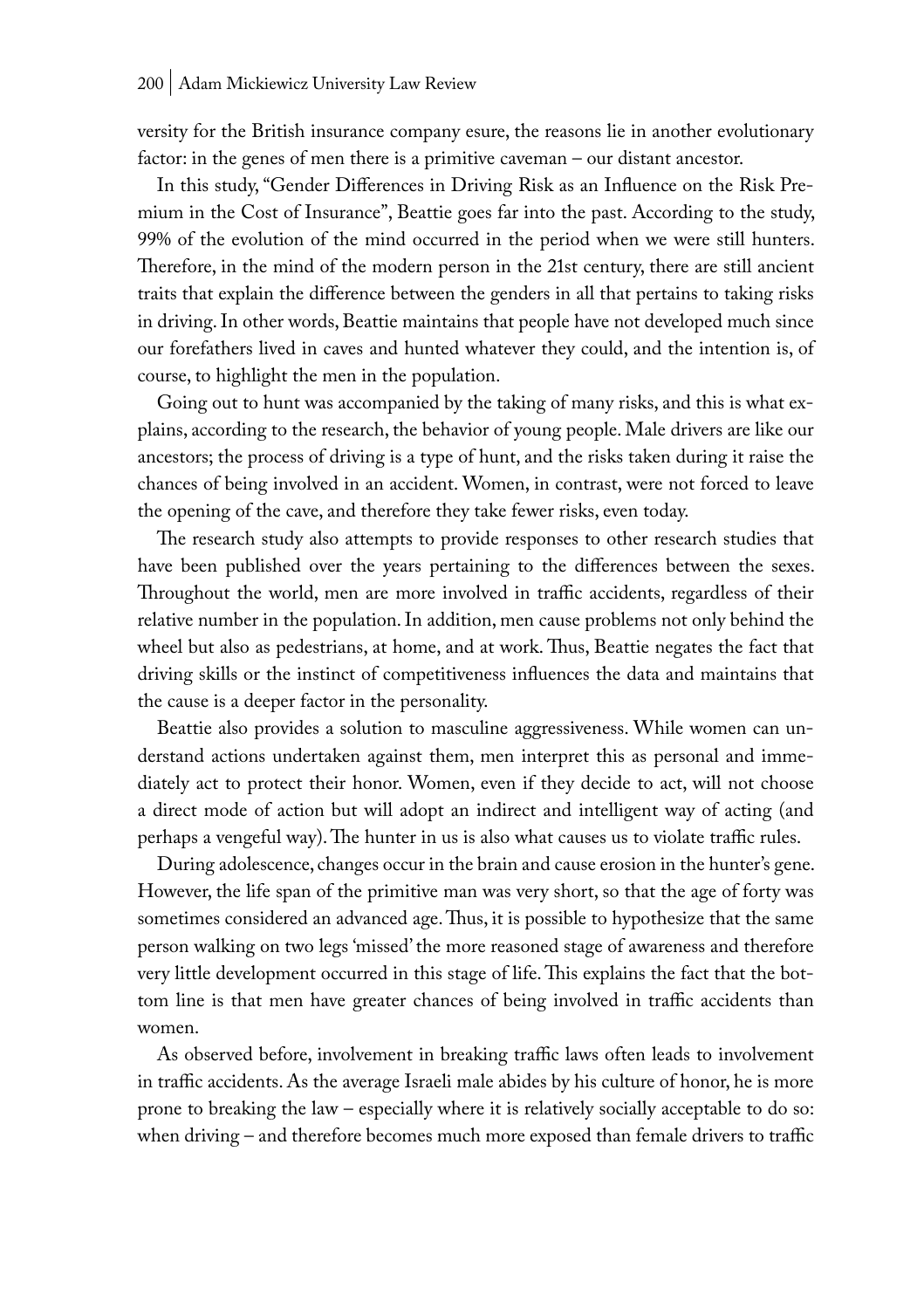versity for the British insurance company esure, the reasons lie in another evolutionary factor: in the genes of men there is a primitive caveman – our distant ancestor.

In this study, "Gender Differences in Driving Risk as an Influence on the Risk Premium in the Cost of Insurance", Beattie goes far into the past. According to the study, 99% of the evolution of the mind occurred in the period when we were still hunters. Therefore, in the mind of the modern person in the 21st century, there are still ancient traits that explain the difference between the genders in all that pertains to taking risks in driving. In other words, Beattie maintains that people have not developed much since our forefathers lived in caves and hunted whatever they could, and the intention is, of course, to highlight the men in the population.

Going out to hunt was accompanied by the taking of many risks, and this is what explains, according to the research, the behavior of young people. Male drivers are like our ancestors; the process of driving is a type of hunt, and the risks taken during it raise the chances of being involved in an accident. Women, in contrast, were not forced to leave the opening of the cave, and therefore they take fewer risks, even today.

The research study also attempts to provide responses to other research studies that have been published over the years pertaining to the differences between the sexes. Throughout the world, men are more involved in traffic accidents, regardless of their relative number in the population. In addition, men cause problems not only behind the wheel but also as pedestrians, at home, and at work. Thus, Beattie negates the fact that driving skills or the instinct of competitiveness influences the data and maintains that the cause is a deeper factor in the personality.

Beattie also provides a solution to masculine aggressiveness. While women can understand actions undertaken against them, men interpret this as personal and immediately act to protect their honor. Women, even if they decide to act, will not choose a direct mode of action but will adopt an indirect and intelligent way of acting (and perhaps a vengeful way). The hunter in us is also what causes us to violate traffic rules.

During adolescence, changes occur in the brain and cause erosion in the hunter's gene. However, the life span of the primitive man was very short, so that the age of forty was sometimes considered an advanced age. Thus, it is possible to hypothesize that the same person walking on two legs 'missed' the more reasoned stage of awareness and therefore very little development occurred in this stage of life. This explains the fact that the bottom line is that men have greater chances of being involved in traffic accidents than women.

As observed before, involvement in breaking traffic laws often leads to involvement in traffic accidents. As the average Israeli male abides by his culture of honor, he is more prone to breaking the law – especially where it is relatively socially acceptable to do so: when driving – and therefore becomes much more exposed than female drivers to traffic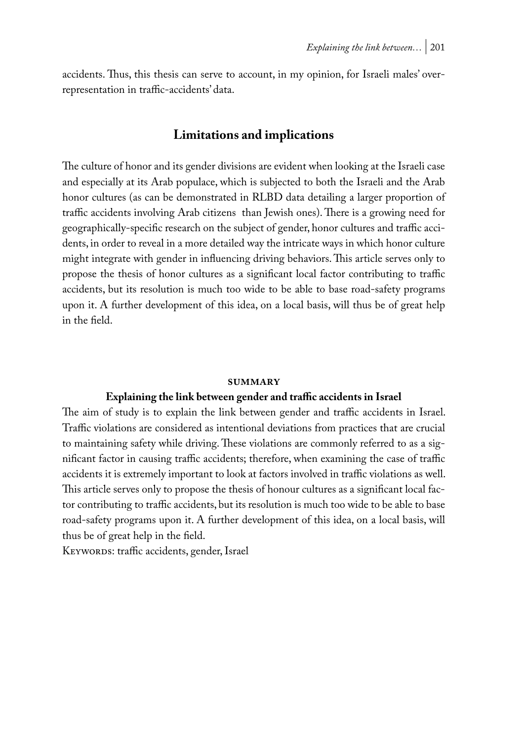accidents. Thus, this thesis can serve to account, in my opinion, for Israeli males' over-representation in traffic-accidents' data.

## Limitations and implications

The culture of honor and its gender divisions are evident when looking at the Israeli case and especially at its Arab populace, which is subjected to both the Israeli and the Arab honor cultures (as can be demonstrated in RLBD data detailing a larger proportion of traffic accidents involving Arab citizens than Jewish ones). There is a growing need for geographically-specific research on the subject of gender, honor cultures and traffic accidents, in order to reveal in a more detailed way the intricate ways in which honor culture might integrate with gender in influencing driving behaviors. This article serves only to propose the thesis of honor cultures as a significant local factor contributing to traffic accidents, but its resolution is much too wide to be able to base road-safety programs upon it. A further development of this idea, on a local basis, will thus be of great help in the field.

### SUMMARY

**Explaining the link between gender and traffic accidents in Israel**

The aim of study is to explain the link between gender and traffic accidents in Israel. Traffic violations are considered as intentional deviations from practices that are crucial to maintaining safety while driving. These violations are commonly referred to as a significant factor in causing traffic accidents; therefore, when examining the case of traffic accidents it is extremely important to look at factors involved in traffic violations as well. This article serves only to propose the thesis of honour cultures as a significant local factor contributing to traffic accidents, but its resolution is much too wide to be able to base road-safety programs upon it. A further development of this idea, on a local basis, will thus be of great help in the field.

Keywords: traffic accidents, gender, Israel